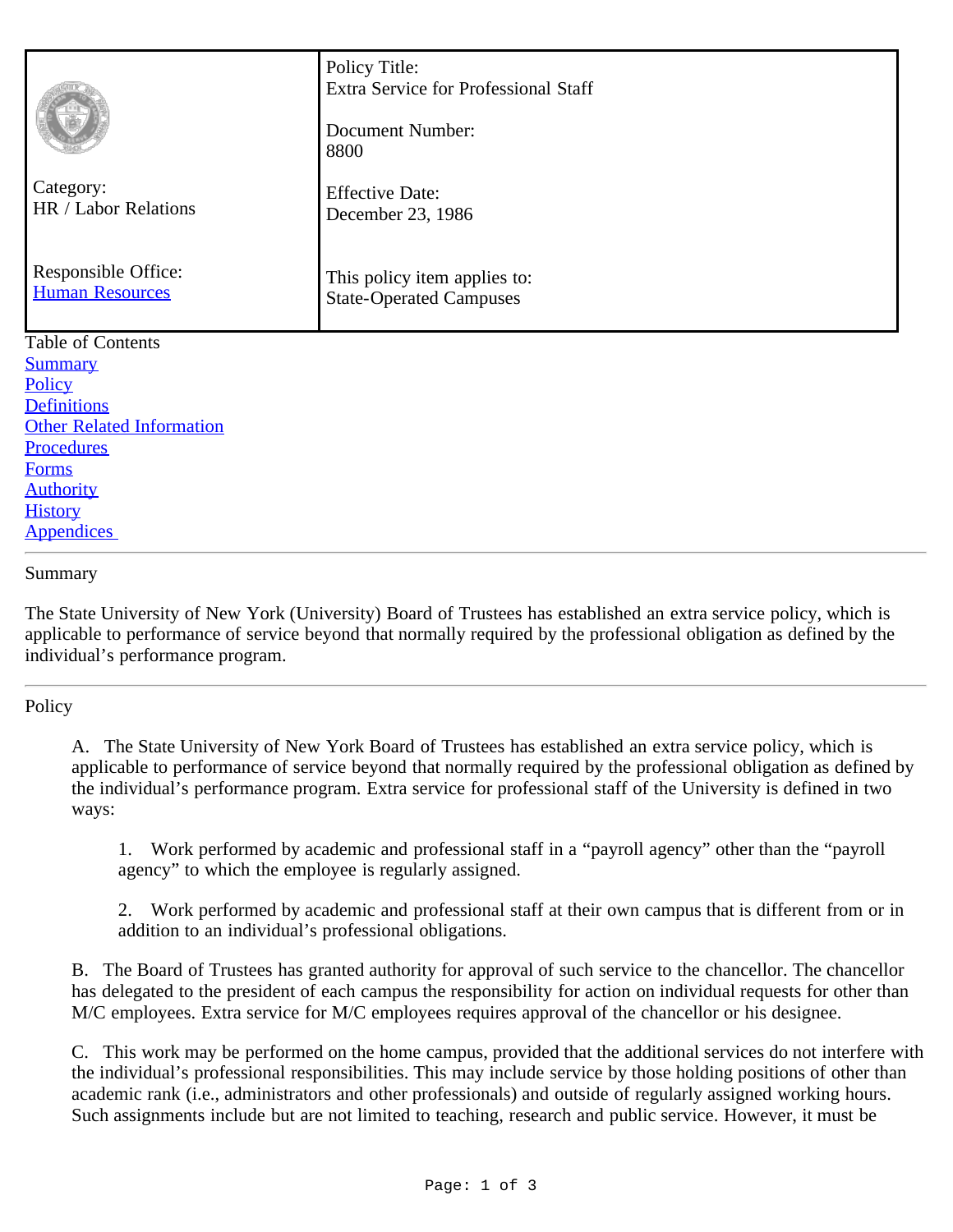| | |
|---|---|
| Category: HR / Labor Relations | Policy Title: Extra Service for Professional Staff |
| | Document Number: 8800 |
| | Effective Date: December 23, 1986 |
| Responsible Office: [Human Resources]() | This policy item applies to: State-Operated Campuses |

Table of Contents

- [Summary]()
- [Policy]()
- [Definitions]()
- [Other Related Information]()
- [Procedures]()
- [Forms]()
- [Authority]()
- [History]()
- [Appendices]()

## Summary

The State University of New York (University) Board of Trustees has established an extra service policy, which is applicable to performance of service beyond that normally required by the professional obligation as defined by the individual's performance program.

## Policy

A. The State University of New York Board of Trustees has established an extra service policy, which is applicable to performance of service beyond that normally required by the professional obligation as defined by the individual's performance program. Extra service for professional staff of the University is defined in two ways:

1. Work performed by academic and professional staff in a "payroll agency" other than the "payroll agency" to which the employee is regularly assigned.

2. Work performed by academic and professional staff at their own campus that is different from or in addition to an individual's professional obligations.

B. The Board of Trustees has granted authority for approval of such service to the chancellor. The chancellor has delegated to the president of each campus the responsibility for action on individual requests for other than M/C employees. Extra service for M/C employees requires approval of the chancellor or his designee.

C. This work may be performed on the home campus, provided that the additional services do not interfere with the individual's professional responsibilities. This may include service by those holding positions of other than academic rank (i.e., administrators and other professionals) and outside of regularly assigned working hours. Such assignments include but are not limited to teaching, research and public service. However, it must be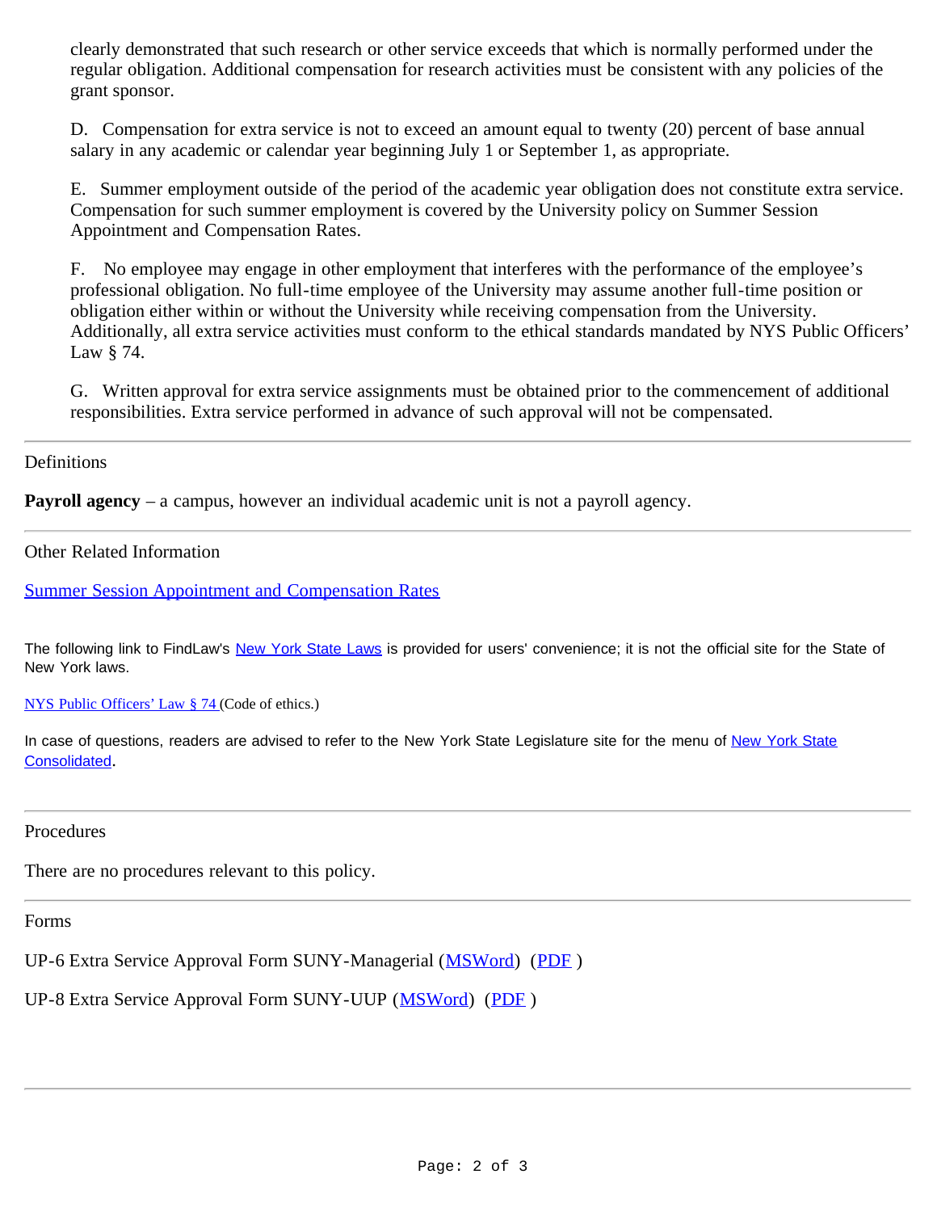clearly demonstrated that such research or other service exceeds that which is normally performed under the regular obligation. Additional compensation for research activities must be consistent with any policies of the grant sponsor.

D. Compensation for extra service is not to exceed an amount equal to twenty (20) percent of base annual salary in any academic or calendar year beginning July 1 or September 1, as appropriate.

E. Summer employment outside of the period of the academic year obligation does not constitute extra service. Compensation for such summer employment is covered by the University policy on Summer Session Appointment and Compensation Rates.

F. No employee may engage in other employment that interferes with the performance of the employee's professional obligation. No full-time employee of the University may assume another full-time position or obligation either within or without the University while receiving compensation from the University. Additionally, all extra service activities must conform to the ethical standards mandated by NYS Public Officers' Law § 74.

G. Written approval for extra service assignments must be obtained prior to the commencement of additional responsibilities. Extra service performed in advance of such approval will not be compensated.

---

## Definitions

**Payroll agency** – a campus, however an individual academic unit is not a payroll agency.

---

## Other Related Information

[Summer Session Appointment and Compensation Rates]

The following link to FindLaw's [New York State Laws] is provided for users' convenience; it is not the official site for the State of New York laws.

[NYS Public Officers' Law § 74] (Code of ethics.)

In case of questions, readers are advised to refer to the New York State Legislature site for the menu of [New York State Consolidated].

---

## Procedures

There are no procedures relevant to this policy.

---

## Forms

UP-6 Extra Service Approval Form SUNY-Managerial (MSWord) (PDF)

UP-8 Extra Service Approval Form SUNY-UUP (MSWord) (PDF)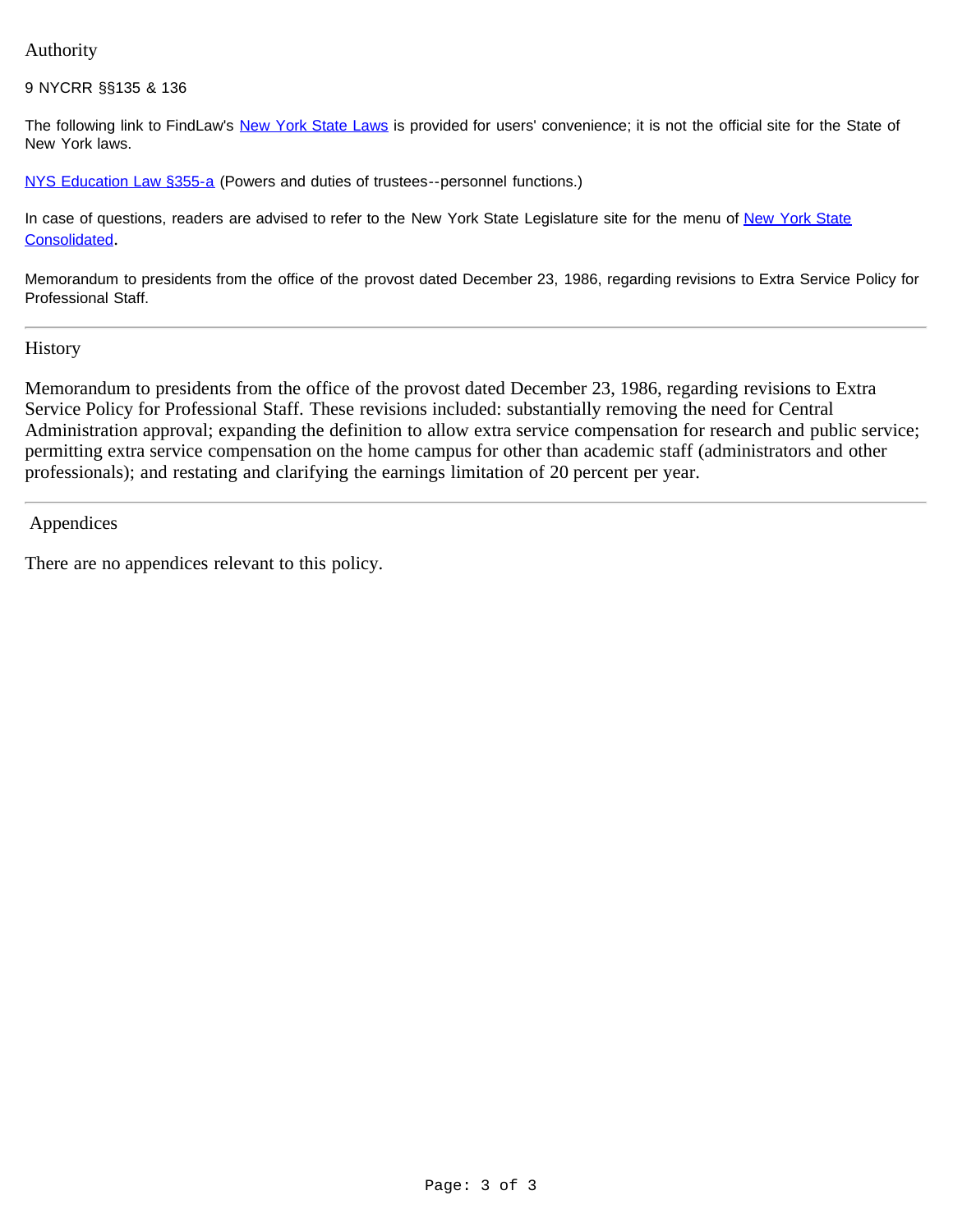## Authority

9 NYCRR §§135 & 136

The following link to FindLaw's New York State Laws is provided for users' convenience; it is not the official site for the State of New York laws.

NYS Education Law §355-a (Powers and duties of trustees--personnel functions.)

In case of questions, readers are advised to refer to the New York State Legislature site for the menu of New York State Consolidated.

Memorandum to presidents from the office of the provost dated December 23, 1986, regarding revisions to Extra Service Policy for Professional Staff.

---

## History

Memorandum to presidents from the office of the provost dated December 23, 1986, regarding revisions to Extra Service Policy for Professional Staff. These revisions included: substantially removing the need for Central Administration approval; expanding the definition to allow extra service compensation for research and public service; permitting extra service compensation on the home campus for other than academic staff (administrators and other professionals); and restating and clarifying the earnings limitation of 20 percent per year.

---

## Appendices

There are no appendices relevant to this policy.